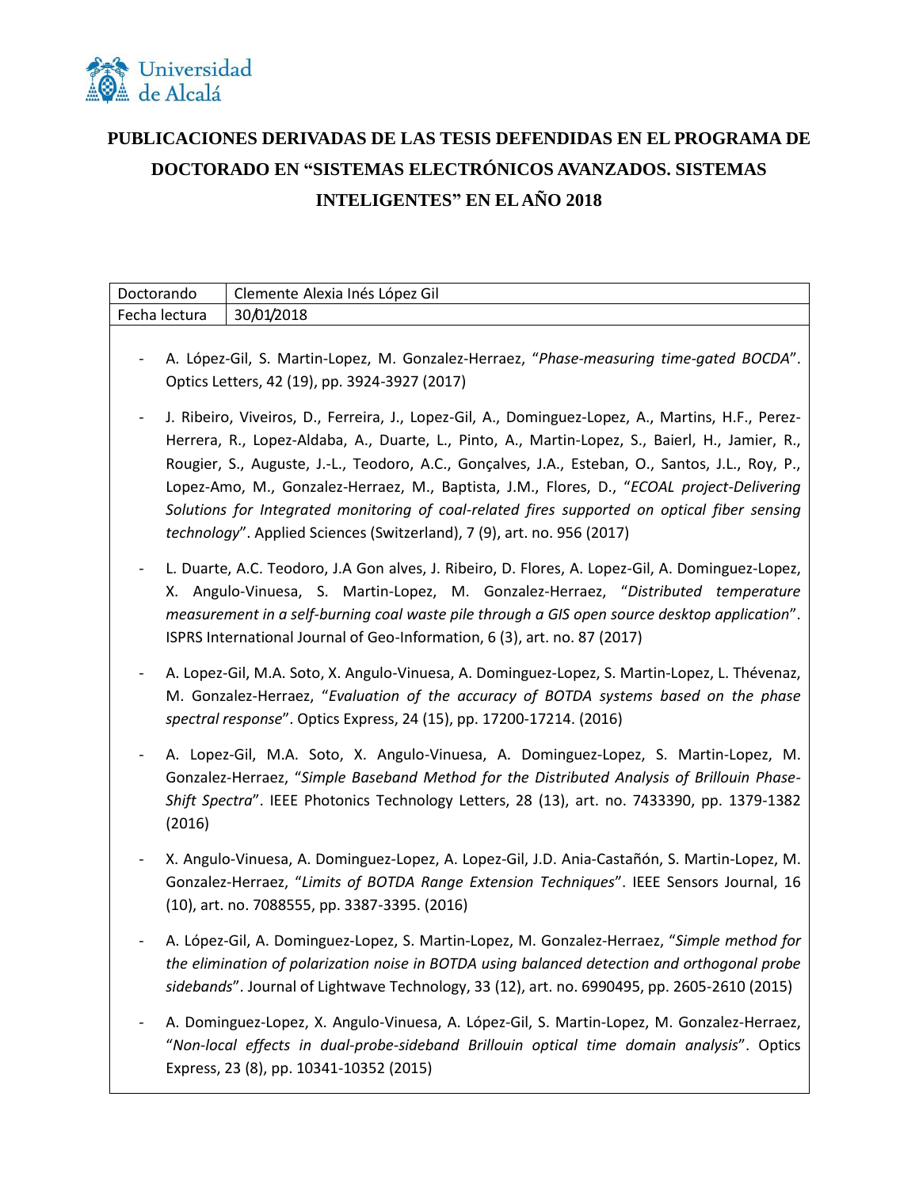# PUBLICACIONES DERIVADAS DE LAS TESIS DEFENDIDAS EN EL PROGRAMA DE DOCTORADO EN "SISTEMAS ELECTRÓNICOS AVANZADOS. SISTEMAS INTELIGENTES" EN EL AÑO 2018

| | |
|---|---|
| Doctorando | Clemente Alexia Inés López Gil |
| Fecha lectura | 30/01/2018 |

- A. López-Gil, S. Martin-Lopez, M. Gonzalez-Herraez, "*Phase-measuring time-gated BOCDA*". Optics Letters, 42 (19), pp. 3924-3927 (2017)

- J. Ribeiro, Viveiros, D., Ferreira, J., Lopez-Gil, A., Dominguez-Lopez, A., Martins, H.F., Perez-Herrera, R., Lopez-Aldaba, A., Duarte, L., Pinto, A., Martin-Lopez, S., Baierl, H., Jamier, R., Rougier, S., Auguste, J.-L., Teodoro, A.C., Gonçalves, J.A., Esteban, O., Santos, J.L., Roy, P., Lopez-Amo, M., Gonzalez-Herraez, M., Baptista, J.M., Flores, D., "*ECOAL project-Delivering Solutions for Integrated monitoring of coal-related fires supported on optical fiber sensing technology*". Applied Sciences (Switzerland), 7 (9), art. no. 956 (2017)

- L. Duarte, A.C. Teodoro, J.A Gon alves, J. Ribeiro, D. Flores, A. Lopez-Gil, A. Dominguez-Lopez, X. Angulo-Vinuesa, S. Martin-Lopez, M. Gonzalez-Herraez, "*Distributed temperature measurement in a self-burning coal waste pile through a GIS open source desktop application*". ISPRS International Journal of Geo-Information, 6 (3), art. no. 87 (2017)

- A. Lopez-Gil, M.A. Soto, X. Angulo-Vinuesa, A. Dominguez-Lopez, S. Martin-Lopez, L. Thévenaz, M. Gonzalez-Herraez, "*Evaluation of the accuracy of BOTDA systems based on the phase spectral response*". Optics Express, 24 (15), pp. 17200-17214. (2016)

- A. Lopez-Gil, M.A. Soto, X. Angulo-Vinuesa, A. Dominguez-Lopez, S. Martin-Lopez, M. Gonzalez-Herraez, "*Simple Baseband Method for the Distributed Analysis of Brillouin Phase-Shift Spectra*". IEEE Photonics Technology Letters, 28 (13), art. no. 7433390, pp. 1379-1382 (2016)

- X. Angulo-Vinuesa, A. Dominguez-Lopez, A. Lopez-Gil, J.D. Ania-Castañón, S. Martin-Lopez, M. Gonzalez-Herraez, "*Limits of BOTDA Range Extension Techniques*". IEEE Sensors Journal, 16 (10), art. no. 7088555, pp. 3387-3395. (2016)

- A. López-Gil, A. Dominguez-Lopez, S. Martin-Lopez, M. Gonzalez-Herraez, "*Simple method for the elimination of polarization noise in BOTDA using balanced detection and orthogonal probe sidebands*". Journal of Lightwave Technology, 33 (12), art. no. 6990495, pp. 2605-2610 (2015)

- A. Dominguez-Lopez, X. Angulo-Vinuesa, A. López-Gil, S. Martin-Lopez, M. Gonzalez-Herraez, "*Non-local effects in dual-probe-sideband Brillouin optical time domain analysis*". Optics Express, 23 (8), pp. 10341-10352 (2015)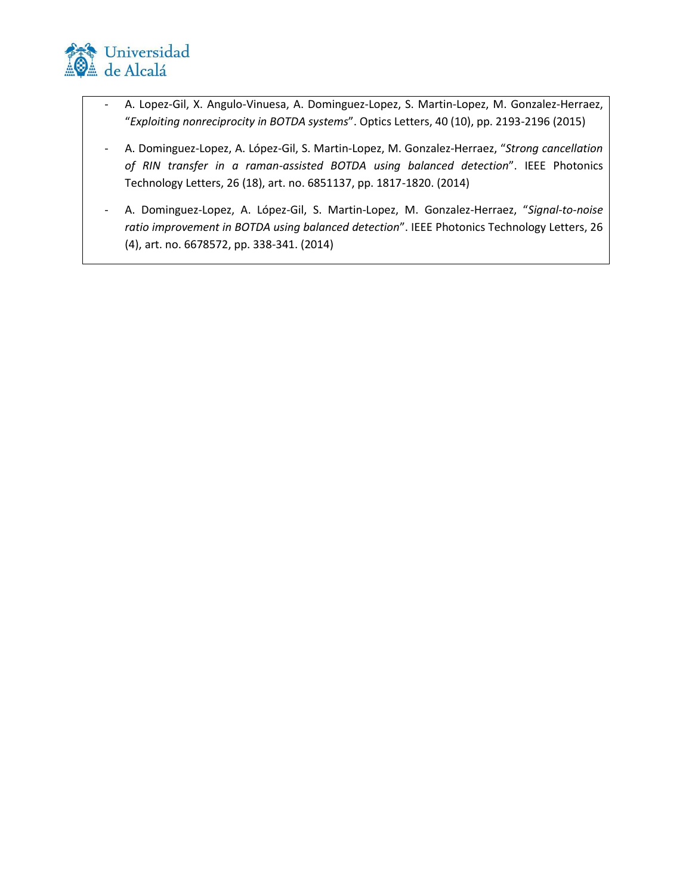- A. Lopez-Gil, X. Angulo-Vinuesa, A. Dominguez-Lopez, S. Martin-Lopez, M. Gonzalez-Herraez, "*Exploiting nonreciprocity in BOTDA systems*". Optics Letters, 40 (10), pp. 2193-2196 (2015)
- A. Dominguez-Lopez, A. López-Gil, S. Martin-Lopez, M. Gonzalez-Herraez, "*Strong cancellation of RIN transfer in a raman-assisted BOTDA using balanced detection*". IEEE Photonics Technology Letters, 26 (18), art. no. 6851137, pp. 1817-1820. (2014)
- A. Dominguez-Lopez, A. López-Gil, S. Martin-Lopez, M. Gonzalez-Herraez, "*Signal-to-noise ratio improvement in BOTDA using balanced detection*". IEEE Photonics Technology Letters, 26 (4), art. no. 6678572, pp. 338-341. (2014)